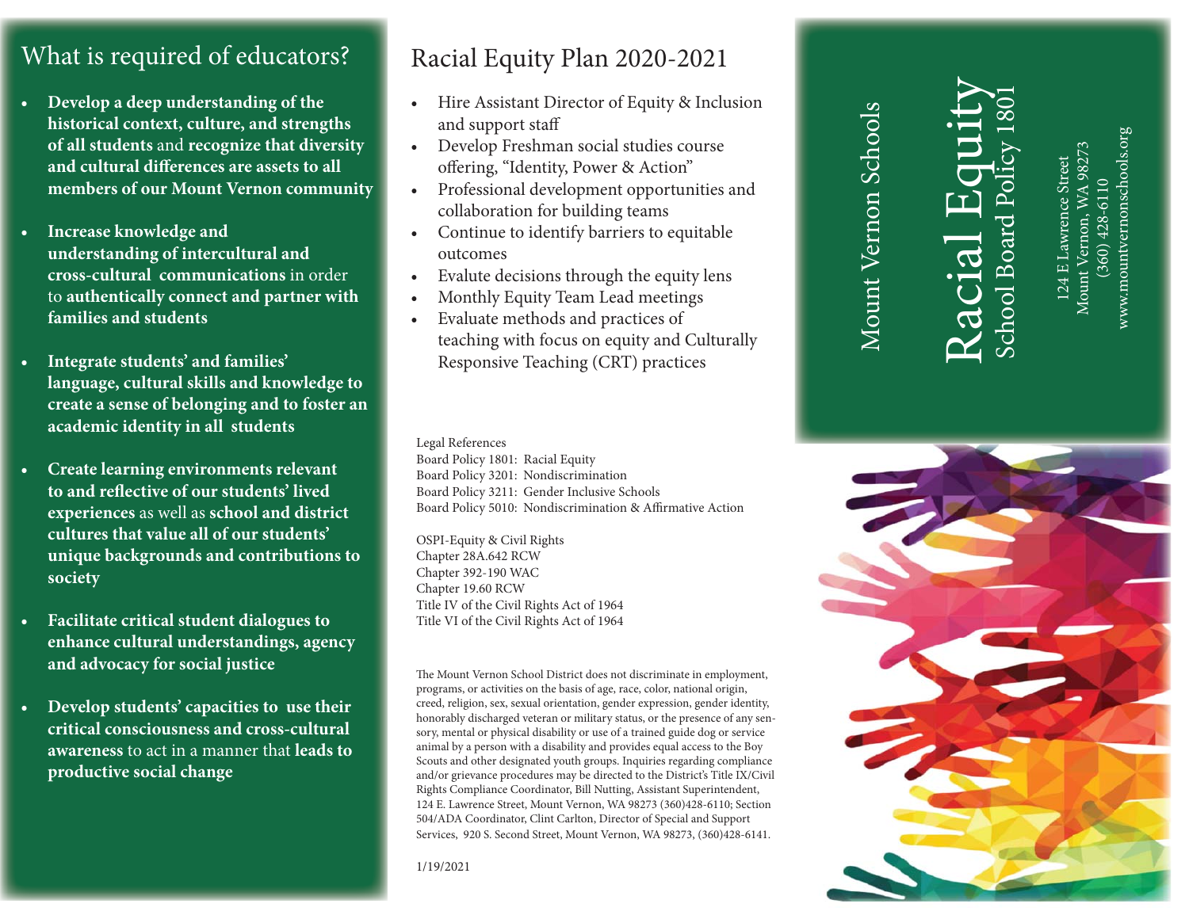## What is required of educators?

- **Develop a deep understanding of the historical context, culture, and strengths of all students** and **recognize that diversity and cultural differences are assets to all members of our Mount Vernon community**
- **Increase knowledge and understanding of intercultural and cross-cultural communications** in order to **authentically connect and partner with families and students**
- **Integrate students' and families' language, cultural skills and knowledge to create a sense of belonging and to foster an academic identity in all students**
- **Create learning environments relevant to and reflective of our students' lived experiences** as well as **school and district cultures that value all of our students' unique backgrounds and contributions to society**
- **Facilitate critical student dialogues to enhance cultural understandings, agency and advocacy for social justice**
- **Develop students' capacities to use their critical consciousness and cross-cultural awareness** to act in a manner that **leads to productive social change**

## Racial Equity Plan 2020-2021

- Hire Assistant Director of Equity & Inclusion and support staff
- Develop Freshman social studies course offering, "Identity, Power & Action"
- Professional development opportunities and collaboration for building teams
- Continue to identify barriers to equitable outcomes
- Evalute decisions through the equity lens
- Monthly Equity Team Lead meetings
- Evaluate methods and practices of teaching with focus on equity and Culturally Responsive Teaching (CRT) practices

Legal References
Board Policy 1801: Racial Equity
Board Policy 3201: Nondiscrimination
Board Policy 3211: Gender Inclusive Schools
Board Policy 5010: Nondiscrimination & Affirmative Action

OSPI-Equity & Civil Rights
Chapter 28A.642 RCW
Chapter 392-190 WAC
Chapter 19.60 RCW
Title IV of the Civil Rights Act of 1964
Title VI of the Civil Rights Act of 1964

The Mount Vernon School District does not discriminate in employment, programs, or activities on the basis of age, race, color, national origin, creed, religion, sex, sexual orientation, gender expression, gender identity, honorably discharged veteran or military status, or the presence of any sensory, mental or physical disability or use of a trained guide dog or service animal by a person with a disability and provides equal access to the Boy Scouts and other designated youth groups. Inquiries regarding compliance and/or grievance procedures may be directed to the District's Title IX/Civil Rights Compliance Coordinator, Bill Nutting, Assistant Superintendent, 124 E. Lawrence Street, Mount Vernon, WA 98273 (360)428-6110; Section 504/ADA Coordinator, Clint Carlton, Director of Special and Support Services, 920 S. Second Street, Mount Vernon, WA 98273, (360)428-6141.

1/19/2021

# Mount Vernon Schools

# Racial Equity

## School Board Policy 1801

124 E Lawrence Street
Mount Vernon, WA 98273
(360) 428-6110
www.mountvernonschools.org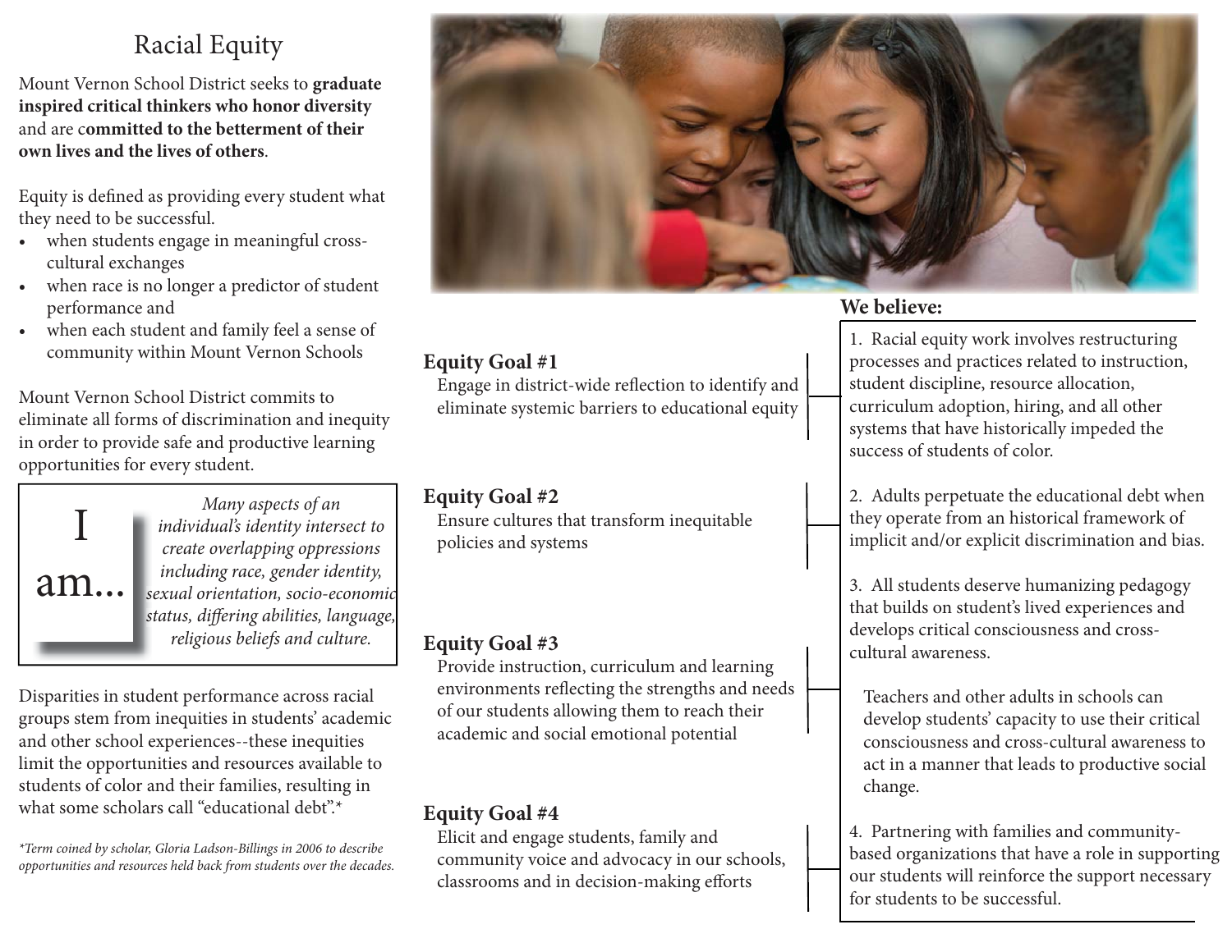# Racial Equity

Mount Vernon School District seeks to **graduate inspired critical thinkers who honor diversity** and are **committed to the betterment of their own lives and the lives of others**.

Equity is defined as providing every student what they need to be successful.

- when students engage in meaningful cross-cultural exchanges
- when race is no longer a predictor of student performance and
- when each student and family feel a sense of community within Mount Vernon Schools

Mount Vernon School District commits to eliminate all forms of discrimination and inequity in order to provide safe and productive learning opportunities for every student.

> I am...
>
> *Many aspects of an individual's identity intersect to create overlapping oppressions including race, gender identity, sexual orientation, socio-economic status, differing abilities, language, religious beliefs and culture.*

Disparities in student performance across racial groups stem from inequities in students' academic and other school experiences--these inequities limit the opportunities and resources available to students of color and their families, resulting in what some scholars call "educational debt".*

*\*Term coined by scholar, Gloria Ladson-Billings in 2006 to describe opportunities and resources held back from students over the decades.*

**Equity Goal #1**
Engage in district-wide reflection to identify and eliminate systemic barriers to educational equity

**Equity Goal #2**
Ensure cultures that transform inequitable policies and systems

**Equity Goal #3**
Provide instruction, curriculum and learning environments reflecting the strengths and needs of our students allowing them to reach their academic and social emotional potential

**Equity Goal #4**
Elicit and engage students, family and community voice and advocacy in our schools, classrooms and in decision-making efforts

**We believe:**

1. Racial equity work involves restructuring processes and practices related to instruction, student discipline, resource allocation, curriculum adoption, hiring, and all other systems that have historically impeded the success of students of color.

2. Adults perpetuate the educational debt when they operate from an historical framework of implicit and/or explicit discrimination and bias.

3. All students deserve humanizing pedagogy that builds on student's lived experiences and develops critical consciousness and cross-cultural awareness.

   Teachers and other adults in schools can develop students' capacity to use their critical consciousness and cross-cultural awareness to act in a manner that leads to productive social change.

4. Partnering with families and community-based organizations that have a role in supporting our students will reinforce the support necessary for students to be successful.